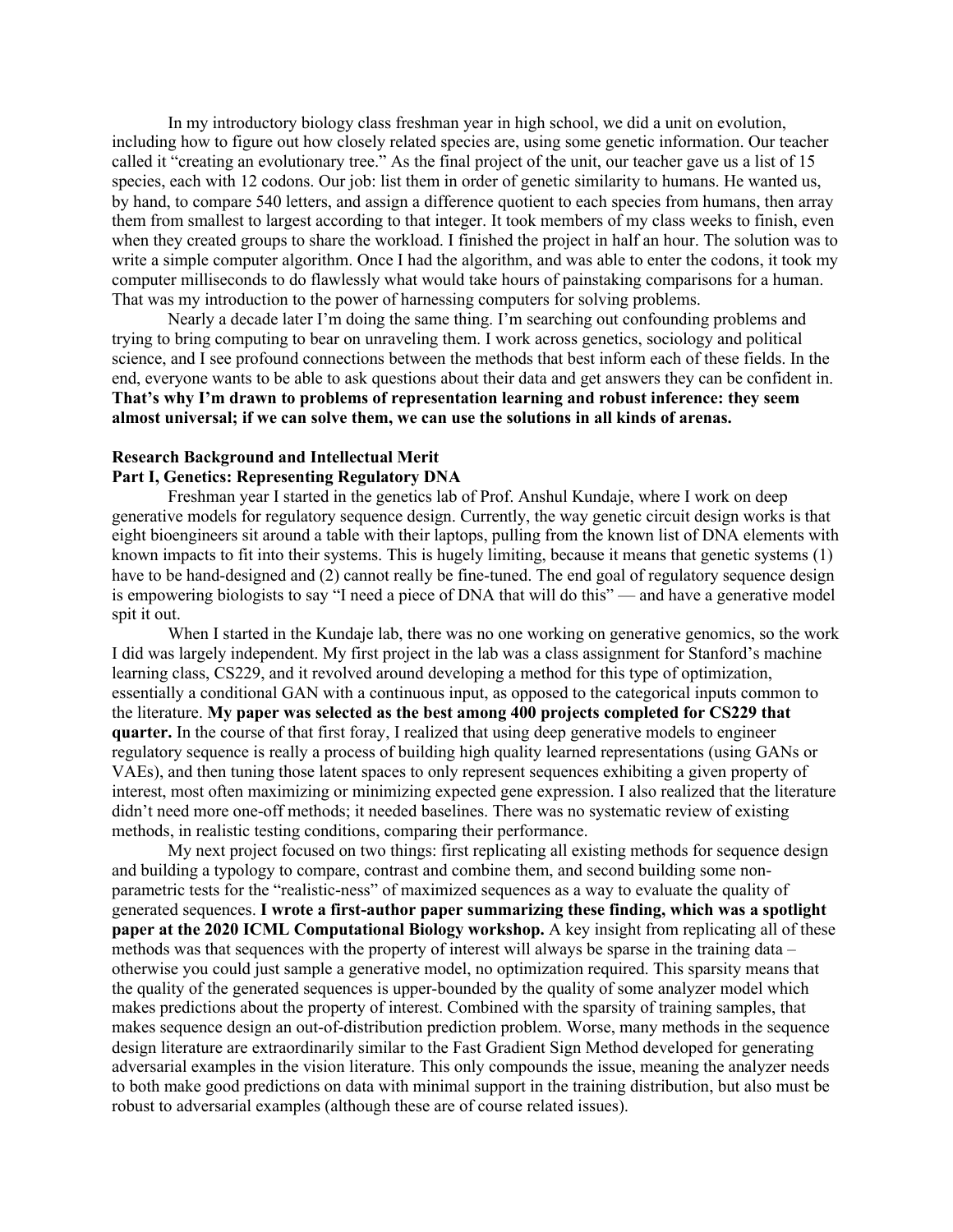In my introductory biology class freshman year in high school, we did a unit on evolution, including how to figure out how closely related species are, using some genetic information. Our teacher called it "creating an evolutionary tree." As the final project of the unit, our teacher gave us a list of 15 species, each with 12 codons. Our job: list them in order of genetic similarity to humans. He wanted us, by hand, to compare 540 letters, and assign a difference quotient to each species from humans, then array them from smallest to largest according to that integer. It took members of my class weeks to finish, even when they created groups to share the workload. I finished the project in half an hour. The solution was to write a simple computer algorithm. Once I had the algorithm, and was able to enter the codons, it took my computer milliseconds to do flawlessly what would take hours of painstaking comparisons for a human. That was my introduction to the power of harnessing computers for solving problems.

Nearly a decade later I'm doing the same thing. I'm searching out confounding problems and trying to bring computing to bear on unraveling them. I work across genetics, sociology and political science, and I see profound connections between the methods that best inform each of these fields. In the end, everyone wants to be able to ask questions about their data and get answers they can be confident in. **That's why I'm drawn to problems of representation learning and robust inference: they seem almost universal; if we can solve them, we can use the solutions in all kinds of arenas.**

**Research Background and Intellectual Merit**

**Part I, Genetics: Representing Regulatory DNA**

Freshman year I started in the genetics lab of Prof. Anshul Kundaje, where I work on deep generative models for regulatory sequence design. Currently, the way genetic circuit design works is that eight bioengineers sit around a table with their laptops, pulling from the known list of DNA elements with known impacts to fit into their systems. This is hugely limiting, because it means that genetic systems (1) have to be hand-designed and (2) cannot really be fine-tuned. The end goal of regulatory sequence design is empowering biologists to say "I need a piece of DNA that will do this" — and have a generative model spit it out.

When I started in the Kundaje lab, there was no one working on generative genomics, so the work I did was largely independent. My first project in the lab was a class assignment for Stanford's machine learning class, CS229, and it revolved around developing a method for this type of optimization, essentially a conditional GAN with a continuous input, as opposed to the categorical inputs common to the literature. **My paper was selected as the best among 400 projects completed for CS229 that quarter.** In the course of that first foray, I realized that using deep generative models to engineer regulatory sequence is really a process of building high quality learned representations (using GANs or VAEs), and then tuning those latent spaces to only represent sequences exhibiting a given property of interest, most often maximizing or minimizing expected gene expression. I also realized that the literature didn't need more one-off methods; it needed baselines. There was no systematic review of existing methods, in realistic testing conditions, comparing their performance.

My next project focused on two things: first replicating all existing methods for sequence design and building a typology to compare, contrast and combine them, and second building some non-parametric tests for the "realistic-ness" of maximized sequences as a way to evaluate the quality of generated sequences. **I wrote a first-author paper summarizing these finding, which was a spotlight paper at the 2020 ICML Computational Biology workshop.** A key insight from replicating all of these methods was that sequences with the property of interest will always be sparse in the training data – otherwise you could just sample a generative model, no optimization required. This sparsity means that the quality of the generated sequences is upper-bounded by the quality of some analyzer model which makes predictions about the property of interest. Combined with the sparsity of training samples, that makes sequence design an out-of-distribution prediction problem. Worse, many methods in the sequence design literature are extraordinarily similar to the Fast Gradient Sign Method developed for generating adversarial examples in the vision literature. This only compounds the issue, meaning the analyzer needs to both make good predictions on data with minimal support in the training distribution, but also must be robust to adversarial examples (although these are of course related issues).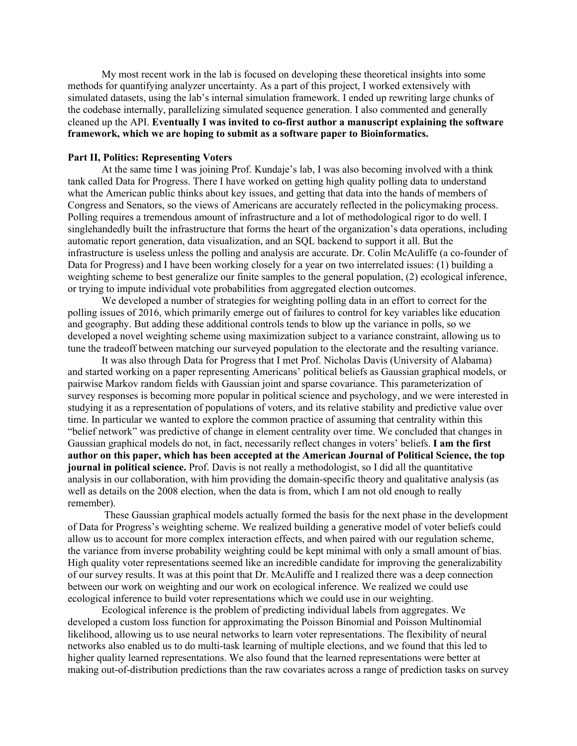My most recent work in the lab is focused on developing these theoretical insights into some methods for quantifying analyzer uncertainty. As a part of this project, I worked extensively with simulated datasets, using the lab's internal simulation framework. I ended up rewriting large chunks of the codebase internally, parallelizing simulated sequence generation. I also commented and generally cleaned up the API. **Eventually I was invited to co-first author a manuscript explaining the software framework, which we are hoping to submit as a software paper to Bioinformatics.**

**Part II, Politics: Representing Voters**

At the same time I was joining Prof. Kundaje's lab, I was also becoming involved with a think tank called Data for Progress. There I have worked on getting high quality polling data to understand what the American public thinks about key issues, and getting that data into the hands of members of Congress and Senators, so the views of Americans are accurately reflected in the policymaking process. Polling requires a tremendous amount of infrastructure and a lot of methodological rigor to do well. I singlehandedly built the infrastructure that forms the heart of the organization's data operations, including automatic report generation, data visualization, and an SQL backend to support it all. But the infrastructure is useless unless the polling and analysis are accurate. Dr. Colin McAuliffe (a co-founder of Data for Progress) and I have been working closely for a year on two interrelated issues: (1) building a weighting scheme to best generalize our finite samples to the general population, (2) ecological inference, or trying to impute individual vote probabilities from aggregated election outcomes.

We developed a number of strategies for weighting polling data in an effort to correct for the polling issues of 2016, which primarily emerge out of failures to control for key variables like education and geography. But adding these additional controls tends to blow up the variance in polls, so we developed a novel weighting scheme using maximization subject to a variance constraint, allowing us to tune the tradeoff between matching our surveyed population to the electorate and the resulting variance.

It was also through Data for Progress that I met Prof. Nicholas Davis (University of Alabama) and started working on a paper representing Americans' political beliefs as Gaussian graphical models, or pairwise Markov random fields with Gaussian joint and sparse covariance. This parameterization of survey responses is becoming more popular in political science and psychology, and we were interested in studying it as a representation of populations of voters, and its relative stability and predictive value over time. In particular we wanted to explore the common practice of assuming that centrality within this "belief network" was predictive of change in element centrality over time. We concluded that changes in Gaussian graphical models do not, in fact, necessarily reflect changes in voters' beliefs. **I am the first author on this paper, which has been accepted at the American Journal of Political Science, the top journal in political science.** Prof. Davis is not really a methodologist, so I did all the quantitative analysis in our collaboration, with him providing the domain-specific theory and qualitative analysis (as well as details on the 2008 election, when the data is from, which I am not old enough to really remember).

These Gaussian graphical models actually formed the basis for the next phase in the development of Data for Progress's weighting scheme. We realized building a generative model of voter beliefs could allow us to account for more complex interaction effects, and when paired with our regulation scheme, the variance from inverse probability weighting could be kept minimal with only a small amount of bias. High quality voter representations seemed like an incredible candidate for improving the generalizability of our survey results. It was at this point that Dr. McAuliffe and I realized there was a deep connection between our work on weighting and our work on ecological inference. We realized we could use ecological inference to build voter representations which we could use in our weighting.

Ecological inference is the problem of predicting individual labels from aggregates. We developed a custom loss function for approximating the Poisson Binomial and Poisson Multinomial likelihood, allowing us to use neural networks to learn voter representations. The flexibility of neural networks also enabled us to do multi-task learning of multiple elections, and we found that this led to higher quality learned representations. We also found that the learned representations were better at making out-of-distribution predictions than the raw covariates across a range of prediction tasks on survey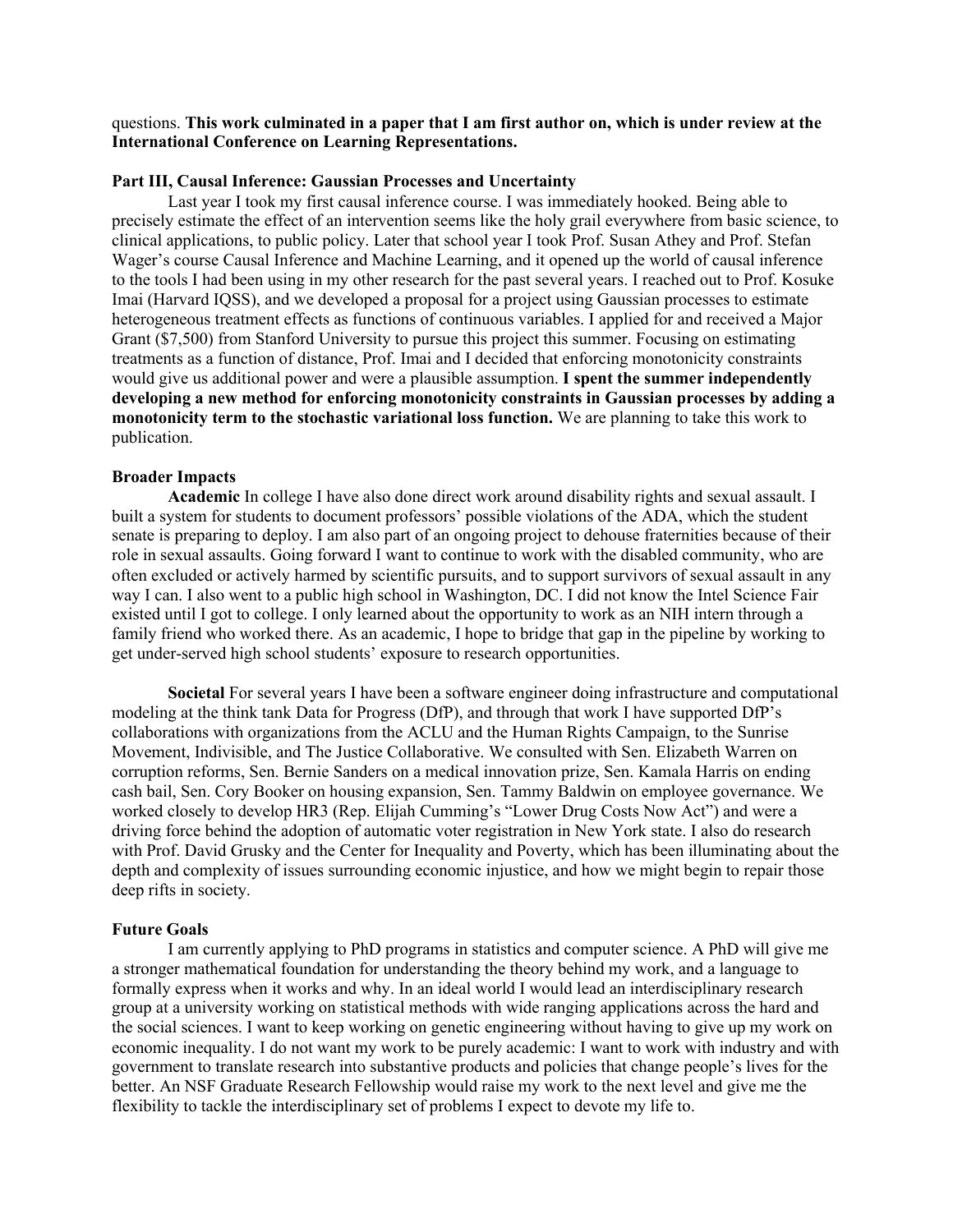questions. **This work culminated in a paper that I am first author on, which is under review at the International Conference on Learning Representations.**

**Part III, Causal Inference: Gaussian Processes and Uncertainty**

Last year I took my first causal inference course. I was immediately hooked. Being able to precisely estimate the effect of an intervention seems like the holy grail everywhere from basic science, to clinical applications, to public policy. Later that school year I took Prof. Susan Athey and Prof. Stefan Wager's course Causal Inference and Machine Learning, and it opened up the world of causal inference to the tools I had been using in my other research for the past several years. I reached out to Prof. Kosuke Imai (Harvard IQSS), and we developed a proposal for a project using Gaussian processes to estimate heterogeneous treatment effects as functions of continuous variables. I applied for and received a Major Grant ($7,500) from Stanford University to pursue this project this summer. Focusing on estimating treatments as a function of distance, Prof. Imai and I decided that enforcing monotonicity constraints would give us additional power and were a plausible assumption. **I spent the summer independently developing a new method for enforcing monotonicity constraints in Gaussian processes by adding a monotonicity term to the stochastic variational loss function.** We are planning to take this work to publication.

**Broader Impacts**

**Academic** In college I have also done direct work around disability rights and sexual assault. I built a system for students to document professors' possible violations of the ADA, which the student senate is preparing to deploy. I am also part of an ongoing project to dehouse fraternities because of their role in sexual assaults. Going forward I want to continue to work with the disabled community, who are often excluded or actively harmed by scientific pursuits, and to support survivors of sexual assault in any way I can. I also went to a public high school in Washington, DC. I did not know the Intel Science Fair existed until I got to college. I only learned about the opportunity to work as an NIH intern through a family friend who worked there. As an academic, I hope to bridge that gap in the pipeline by working to get under-served high school students' exposure to research opportunities.

**Societal** For several years I have been a software engineer doing infrastructure and computational modeling at the think tank Data for Progress (DfP), and through that work I have supported DfP's collaborations with organizations from the ACLU and the Human Rights Campaign, to the Sunrise Movement, Indivisible, and The Justice Collaborative. We consulted with Sen. Elizabeth Warren on corruption reforms, Sen. Bernie Sanders on a medical innovation prize, Sen. Kamala Harris on ending cash bail, Sen. Cory Booker on housing expansion, Sen. Tammy Baldwin on employee governance. We worked closely to develop HR3 (Rep. Elijah Cumming's "Lower Drug Costs Now Act") and were a driving force behind the adoption of automatic voter registration in New York state. I also do research with Prof. David Grusky and the Center for Inequality and Poverty, which has been illuminating about the depth and complexity of issues surrounding economic injustice, and how we might begin to repair those deep rifts in society.

**Future Goals**

I am currently applying to PhD programs in statistics and computer science. A PhD will give me a stronger mathematical foundation for understanding the theory behind my work, and a language to formally express when it works and why. In an ideal world I would lead an interdisciplinary research group at a university working on statistical methods with wide ranging applications across the hard and the social sciences. I want to keep working on genetic engineering without having to give up my work on economic inequality. I do not want my work to be purely academic: I want to work with industry and with government to translate research into substantive products and policies that change people's lives for the better. An NSF Graduate Research Fellowship would raise my work to the next level and give me the flexibility to tackle the interdisciplinary set of problems I expect to devote my life to.